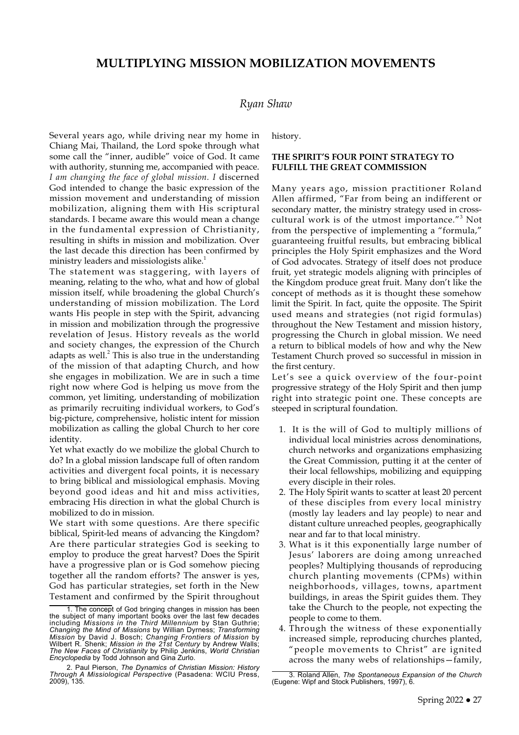# MULTIPLYING MISSION MOBILIZATION MOVEMENTS

*Ryan Shaw*

Several years ago, while driving near my home in Chiang Mai, Thailand, the Lord spoke through what some call the "inner, audible" voice of God. It came with authority, stunning me, accompanied with peace. *I am changing the face of global mission*. *I* discerned God intended to change the basic expression of the mission movement and understanding of mission mobilization, aligning them with His scriptural standards. I became aware this would mean a change in the fundamental expression of Christianity, resulting in shifts in mission and mobilization. Over the last decade this direction has been confirmed by ministry leaders and missiologists alike.[1]

The statement was staggering, with layers of meaning, relating to the who, what and how of global mission itself, while broadening the global Church's understanding of mission mobilization. The Lord wants His people in step with the Spirit, advancing in mission and mobilization through the progressive revelation of Jesus. History reveals as the world and society changes, the expression of the Church adapts as well.[2] This is also true in the understanding of the mission of that adapting Church, and how she engages in mobilization. We are in such a time right now where God is helping us move from the common, yet limiting, understanding of mobilization as primarily recruiting individual workers, to God's big-picture, comprehensive, holistic intent for mission mobilization as calling the global Church to her core identity.

Yet what exactly do we mobilize the global Church to do? In a global mission landscape full of often random activities and divergent focal points, it is necessary to bring biblical and missiological emphasis. Moving beyond good ideas and hit and miss activities, embracing His direction in what the global Church is mobilized to do in mission.

We start with some questions. Are there specific biblical, Spirit-led means of advancing the Kingdom? Are there particular strategies God is seeking to employ to produce the great harvest? Does the Spirit have a progressive plan or is God somehow piecing together all the random efforts? The answer is yes, God has particular strategies, set forth in the New Testament and confirmed by the Spirit throughout history.

**THE SPIRIT'S FOUR POINT STRATEGY TO FULFILL THE GREAT COMMISSION**

Many years ago, mission practitioner Roland Allen affirmed, "Far from being an indifferent or secondary matter, the ministry strategy used in cross-cultural work is of the utmost importance."[3] Not from the perspective of implementing a "formula," guaranteeing fruitful results, but embracing biblical principles the Holy Spirit emphasizes and the Word of God advocates. Strategy of itself does not produce fruit, yet strategic models aligning with principles of the Kingdom produce great fruit. Many don't like the concept of methods as it is thought these somehow limit the Spirit. In fact, quite the opposite. The Spirit used means and strategies (not rigid formulas) throughout the New Testament and mission history, progressing the Church in global mission. We need a return to biblical models of how and why the New Testament Church proved so successful in mission in the first century.

Let's see a quick overview of the four-point progressive strategy of the Holy Spirit and then jump right into strategic point one. These concepts are steeped in scriptural foundation.

1. It is the will of God to multiply millions of individual local ministries across denominations, church networks and organizations emphasizing the Great Commission, putting it at the center of their local fellowships, mobilizing and equipping every disciple in their roles.
2. The Holy Spirit wants to scatter at least 20 percent of these disciples from every local ministry (mostly lay leaders and lay people) to near and distant culture unreached peoples, geographically near and far to that local ministry.
3. What is it this exponentially large number of Jesus' laborers are doing among unreached peoples? Multiplying thousands of reproducing church planting movements (CPMs) within neighborhoods, villages, towns, apartment buildings, in areas the Spirit guides them. They take the Church to the people, not expecting the people to come to them.
4. Through the witness of these exponentially increased simple, reproducing churches planted, "people movements to Christ" are ignited across the many webs of relationships—family,

---

1. The concept of God bringing changes in mission has been the subject of many important books over the last few decades including *Missions in the Third Millennium* by Stan Guthrie; *Changing the Mind of Missions* by Willian Dyrness; *Transforming Mission* by David J. Bosch; *Changing Frontiers of Mission* by Wilbert R. Shenk; *Mission in the 21st Century* by Andrew Walls; *The New Faces of Christianity* by Philip Jenkins, *World Christian Encyclopedia* by Todd Johnson and Gina Zurlo.

2. Paul Pierson, *The Dynamics of Christian Mission: History Through A Missiological Perspective* (Pasadena: WCIU Press, 2009), 135.

3. Roland Allen, *The Spontaneous Expansion of the Church* (Eugene: Wipf and Stock Publishers, 1997), 6.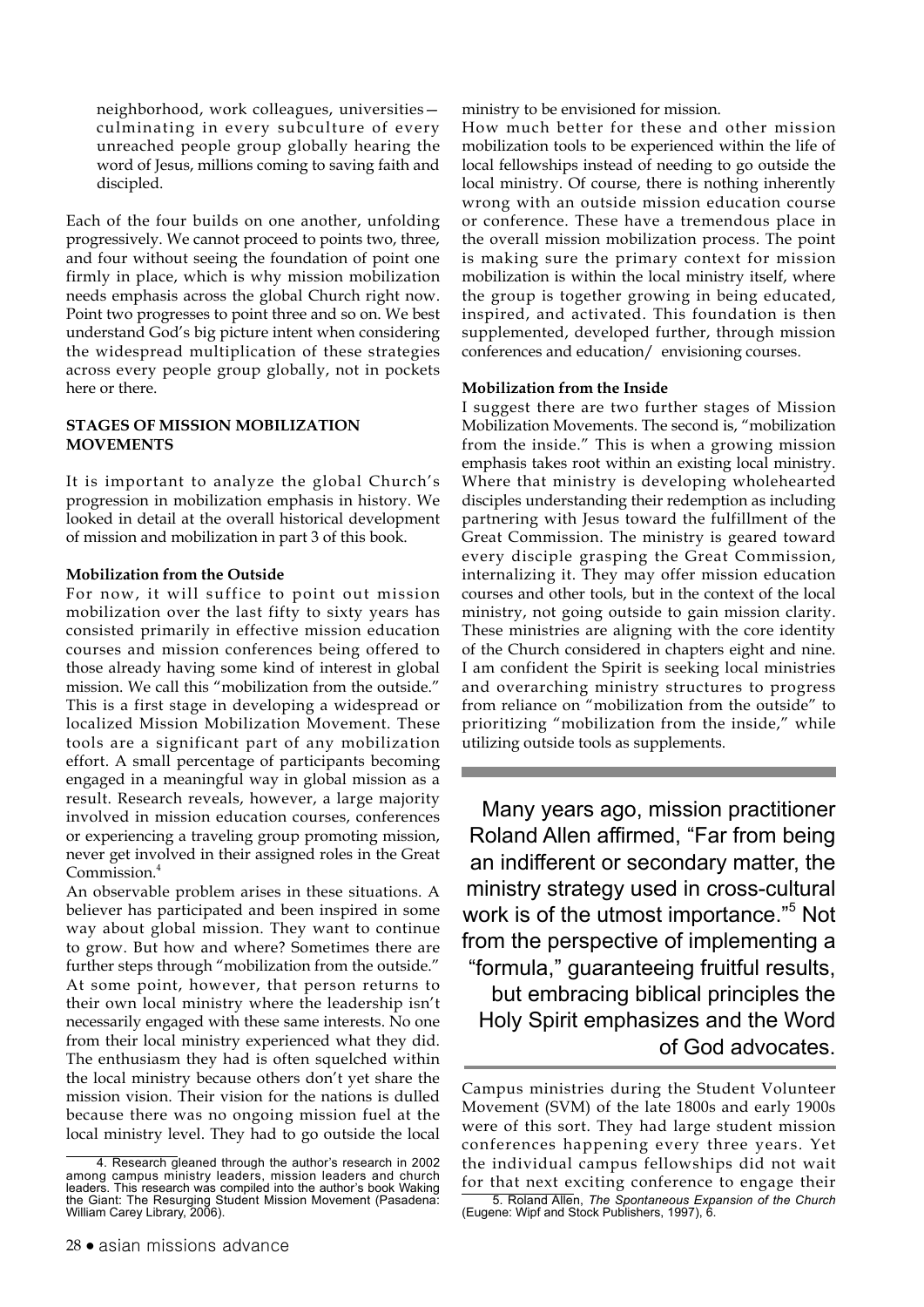neighborhood, work colleagues, universities—culminating in every subculture of every unreached people group globally hearing the word of Jesus, millions coming to saving faith and discipled.

Each of the four builds on one another, unfolding progressively. We cannot proceed to points two, three, and four without seeing the foundation of point one firmly in place, which is why mission mobilization needs emphasis across the global Church right now. Point two progresses to point three and so on. We best understand God's big picture intent when considering the widespread multiplication of these strategies across every people group globally, not in pockets here or there.

### STAGES OF MISSION MOBILIZATION MOVEMENTS

It is important to analyze the global Church's progression in mobilization emphasis in history. We looked in detail at the overall historical development of mission and mobilization in part 3 of this book.

#### Mobilization from the Outside

For now, it will suffice to point out mission mobilization over the last fifty to sixty years has consisted primarily in effective mission education courses and mission conferences being offered to those already having some kind of interest in global mission. We call this "mobilization from the outside." This is a first stage in developing a widespread or localized Mission Mobilization Movement. These tools are a significant part of any mobilization effort. A small percentage of participants becoming engaged in a meaningful way in global mission as a result. Research reveals, however, a large majority involved in mission education courses, conferences or experiencing a traveling group promoting mission, never get involved in their assigned roles in the Great Commission.[4]

An observable problem arises in these situations. A believer has participated and been inspired in some way about global mission. They want to continue to grow. But how and where? Sometimes there are further steps through "mobilization from the outside." At some point, however, that person returns to their own local ministry where the leadership isn't necessarily engaged with these same interests. No one from their local ministry experienced what they did. The enthusiasm they had is often squelched within the local ministry because others don't yet share the mission vision. Their vision for the nations is dulled because there was no ongoing mission fuel at the local ministry level. They had to go outside the local ministry to be envisioned for mission.

How much better for these and other mission mobilization tools to be experienced within the life of local fellowships instead of needing to go outside the local ministry. Of course, there is nothing inherently wrong with an outside mission education course or conference. These have a tremendous place in the overall mission mobilization process. The point is making sure the primary context for mission mobilization is within the local ministry itself, where the group is together growing in being educated, inspired, and activated. This foundation is then supplemented, developed further, through mission conferences and education/ envisioning courses.

#### Mobilization from the Inside

I suggest there are two further stages of Mission Mobilization Movements. The second is, "mobilization from the inside." This is when a growing mission emphasis takes root within an existing local ministry. Where that ministry is developing wholehearted disciples understanding their redemption as including partnering with Jesus toward the fulfillment of the Great Commission. The ministry is geared toward every disciple grasping the Great Commission, internalizing it. They may offer mission education courses and other tools, but in the context of the local ministry, not going outside to gain mission clarity. These ministries are aligning with the core identity of the Church considered in chapters eight and nine. I am confident the Spirit is seeking local ministries and overarching ministry structures to progress from reliance on "mobilization from the outside" to prioritizing "mobilization from the inside," while utilizing outside tools as supplements.

> Many years ago, mission practitioner Roland Allen affirmed, "Far from being an indifferent or secondary matter, the ministry strategy used in cross-cultural work is of the utmost importance."[5] Not from the perspective of implementing a "formula," guaranteeing fruitful results, but embracing biblical principles the Holy Spirit emphasizes and the Word of God advocates.

Campus ministries during the Student Volunteer Movement (SVM) of the late 1800s and early 1900s were of this sort. They had large student mission conferences happening every three years. Yet the individual campus fellowships did not wait for that next exciting conference to engage their

---

4. Research gleaned through the author's research in 2002 among campus ministry leaders, mission leaders and church leaders. This research was compiled into the author's book Waking the Giant: The Resurging Student Mission Movement (Pasadena: William Carey Library, 2006).

5. Roland Allen, *The Spontaneous Expansion of the Church* (Eugene: Wipf and Stock Publishers, 1997), 6.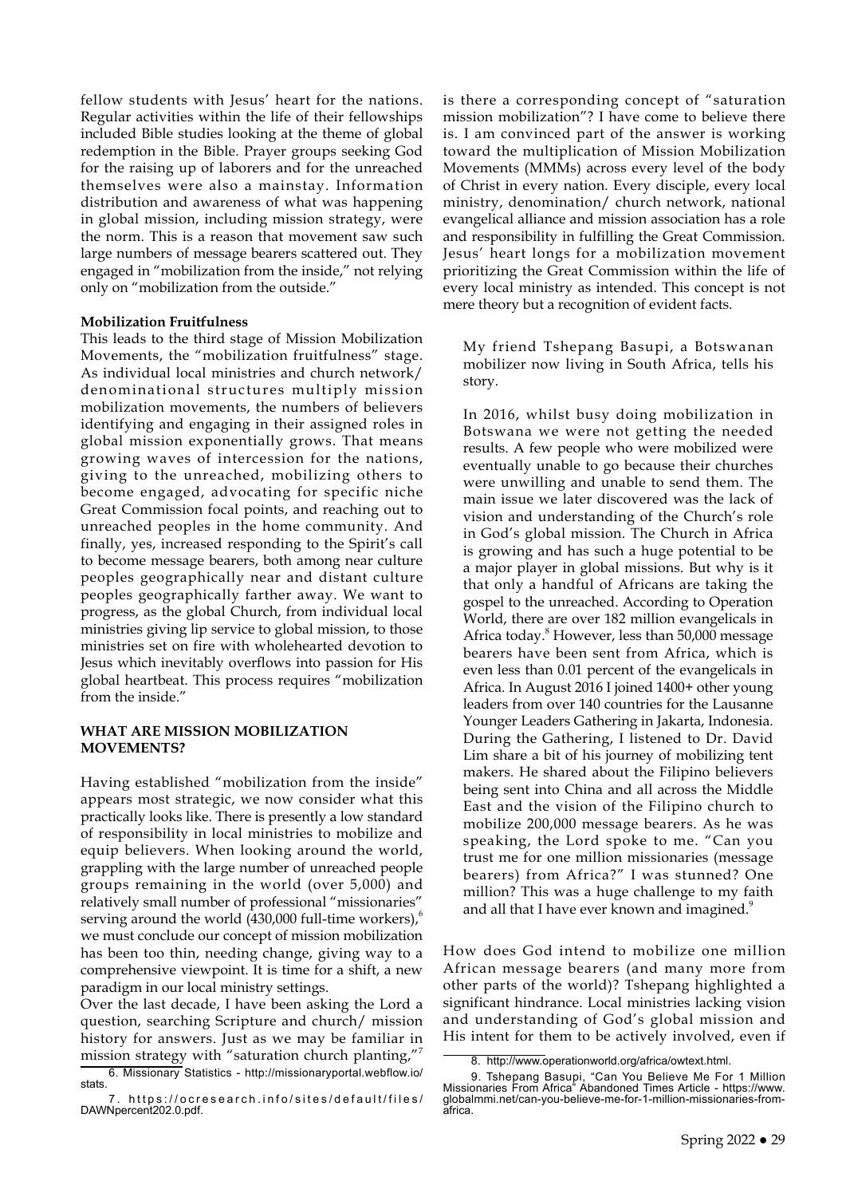fellow students with Jesus' heart for the nations. Regular activities within the life of their fellowships included Bible studies looking at the theme of global redemption in the Bible. Prayer groups seeking God for the raising up of laborers and for the unreached themselves were also a mainstay. Information distribution and awareness of what was happening in global mission, including mission strategy, were the norm. This is a reason that movement saw such large numbers of message bearers scattered out. They engaged in "mobilization from the inside," not relying only on "mobilization from the outside."

**Mobilization Fruitfulness**

This leads to the third stage of Mission Mobilization Movements, the "mobilization fruitfulness" stage. As individual local ministries and church network/ denominational structures multiply mission mobilization movements, the numbers of believers identifying and engaging in their assigned roles in global mission exponentially grows. That means growing waves of intercession for the nations, giving to the unreached, mobilizing others to become engaged, advocating for specific niche Great Commission focal points, and reaching out to unreached peoples in the home community. And finally, yes, increased responding to the Spirit's call to become message bearers, both among near culture peoples geographically near and distant culture peoples geographically farther away. We want to progress, as the global Church, from individual local ministries giving lip service to global mission, to those ministries set on fire with wholehearted devotion to Jesus which inevitably overflows into passion for His global heartbeat. This process requires "mobilization from the inside."

## WHAT ARE MISSION MOBILIZATION MOVEMENTS?

Having established "mobilization from the inside" appears most strategic, we now consider what this practically looks like. There is presently a low standard of responsibility in local ministries to mobilize and equip believers. When looking around the world, grappling with the large number of unreached people groups remaining in the world (over 5,000) and relatively small number of professional "missionaries" serving around the world (430,000 full-time workers),[6] we must conclude our concept of mission mobilization has been too thin, needing change, giving way to a comprehensive viewpoint. It is time for a shift, a new paradigm in our local ministry settings.

Over the last decade, I have been asking the Lord a question, searching Scripture and church/ mission history for answers. Just as we may be familiar in mission strategy with "saturation church planting,"[7] is there a corresponding concept of "saturation mission mobilization"? I have come to believe there is. I am convinced part of the answer is working toward the multiplication of Mission Mobilization Movements (MMMs) across every level of the body of Christ in every nation. Every disciple, every local ministry, denomination/ church network, national evangelical alliance and mission association has a role and responsibility in fulfilling the Great Commission. Jesus' heart longs for a mobilization movement prioritizing the Great Commission within the life of every local ministry as intended. This concept is not mere theory but a recognition of evident facts.

> My friend Tshepang Basupi, a Botswanan mobilizer now living in South Africa, tells his story.
>
> In 2016, whilst busy doing mobilization in Botswana we were not getting the needed results. A few people who were mobilized were eventually unable to go because their churches were unwilling and unable to send them. The main issue we later discovered was the lack of vision and understanding of the Church's role in God's global mission. The Church in Africa is growing and has such a huge potential to be a major player in global missions. But why is it that only a handful of Africans are taking the gospel to the unreached. According to Operation World, there are over 182 million evangelicals in Africa today.[8] However, less than 50,000 message bearers have been sent from Africa, which is even less than 0.01 percent of the evangelicals in Africa. In August 2016 I joined 1400+ other young leaders from over 140 countries for the Lausanne Younger Leaders Gathering in Jakarta, Indonesia. During the Gathering, I listened to Dr. David Lim share a bit of his journey of mobilizing tent makers. He shared about the Filipino believers being sent into China and all across the Middle East and the vision of the Filipino church to mobilize 200,000 message bearers. As he was speaking, the Lord spoke to me. "Can you trust me for one million missionaries (message bearers) from Africa?" I was stunned? One million? This was a huge challenge to my faith and all that I have ever known and imagined.[9]

How does God intend to mobilize one million African message bearers (and many more from other parts of the world)? Tshepang highlighted a significant hindrance. Local ministries lacking vision and understanding of God's global mission and His intent for them to be actively involved, even if

---

6. Missionary Statistics - http://missionaryportal.webflow.io/stats.

7. https://ocresearch.info/sites/default/files/DAWNpercent202.0.pdf.

8. http://www.operationworld.org/africa/owtext.html.

9. Tshepang Basupi, "Can You Believe Me For 1 Million Missionaries From Africa" Abandoned Times Article - https://www.globalmmi.net/can-you-believe-me-for-1-million-missionaries-from-africa.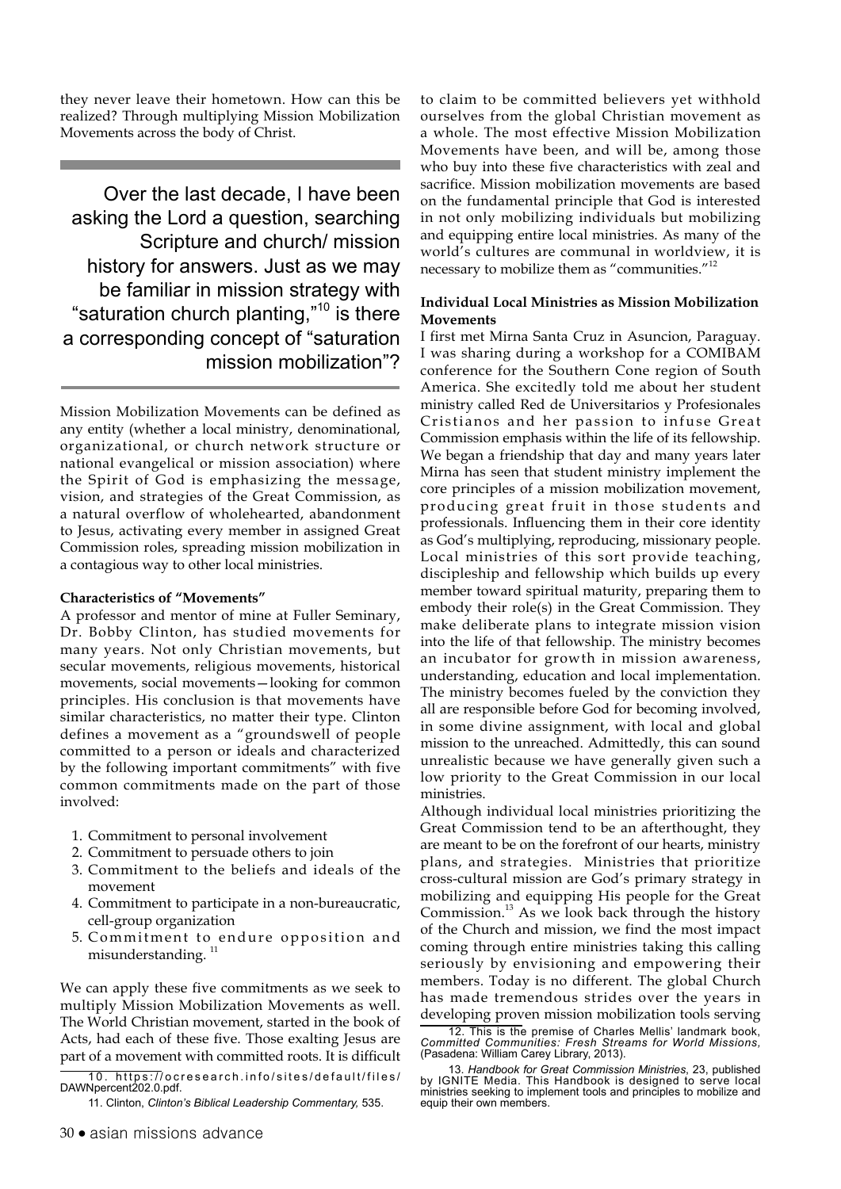they never leave their hometown. How can this be realized? Through multiplying Mission Mobilization Movements across the body of Christ.

> Over the last decade, I have been asking the Lord a question, searching Scripture and church/ mission history for answers. Just as we may be familiar in mission strategy with "saturation church planting,"[10] is there a corresponding concept of "saturation mission mobilization"?

Mission Mobilization Movements can be defined as any entity (whether a local ministry, denominational, organizational, or church network structure or national evangelical or mission association) where the Spirit of God is emphasizing the message, vision, and strategies of the Great Commission, as a natural overflow of wholehearted, abandonment to Jesus, activating every member in assigned Great Commission roles, spreading mission mobilization in a contagious way to other local ministries.

**Characteristics of "Movements"**

A professor and mentor of mine at Fuller Seminary, Dr. Bobby Clinton, has studied movements for many years. Not only Christian movements, but secular movements, religious movements, historical movements, social movements—looking for common principles. His conclusion is that movements have similar characteristics, no matter their type. Clinton defines a movement as a "groundswell of people committed to a person or ideals and characterized by the following important commitments" with five common commitments made on the part of those involved:

1. Commitment to personal involvement
2. Commitment to persuade others to join
3. Commitment to the beliefs and ideals of the movement
4. Commitment to participate in a non-bureaucratic, cell-group organization
5. Commitment to endure opposition and misunderstanding. [11]

We can apply these five commitments as we seek to multiply Mission Mobilization Movements as well. The World Christian movement, started in the book of Acts, had each of these five. Those exalting Jesus are part of a movement with committed roots. It is difficult to claim to be committed believers yet withhold ourselves from the global Christian movement as a whole. The most effective Mission Mobilization Movements have been, and will be, among those who buy into these five characteristics with zeal and sacrifice. Mission mobilization movements are based on the fundamental principle that God is interested in not only mobilizing individuals but mobilizing and equipping entire local ministries. As many of the world's cultures are communal in worldview, it is necessary to mobilize them as "communities."[12]

**Individual Local Ministries as Mission Mobilization Movements**

I first met Mirna Santa Cruz in Asuncion, Paraguay. I was sharing during a workshop for a COMIBAM conference for the Southern Cone region of South America. She excitedly told me about her student ministry called Red de Universitarios y Profesionales Cristianos and her passion to infuse Great Commission emphasis within the life of its fellowship. We began a friendship that day and many years later Mirna has seen that student ministry implement the core principles of a mission mobilization movement, producing great fruit in those students and professionals. Influencing them in their core identity as God's multiplying, reproducing, missionary people. Local ministries of this sort provide teaching, discipleship and fellowship which builds up every member toward spiritual maturity, preparing them to embody their role(s) in the Great Commission. They make deliberate plans to integrate mission vision into the life of that fellowship. The ministry becomes an incubator for growth in mission awareness, understanding, education and local implementation. The ministry becomes fueled by the conviction they all are responsible before God for becoming involved, in some divine assignment, with local and global mission to the unreached. Admittedly, this can sound unrealistic because we have generally given such a low priority to the Great Commission in our local ministries.

Although individual local ministries prioritizing the Great Commission tend to be an afterthought, they are meant to be on the forefront of our hearts, ministry plans, and strategies. Ministries that prioritize cross-cultural mission are God's primary strategy in mobilizing and equipping His people for the Great Commission.[13] As we look back through the history of the Church and mission, we find the most impact coming through entire ministries taking this calling seriously by envisioning and empowering their members. Today is no different. The global Church has made tremendous strides over the years in developing proven mission mobilization tools serving

---

10. https://ocresearch.info/sites/default/files/DAWNpercent202.0.pdf.

11. Clinton, *Clinton's Biblical Leadership Commentary,* 535.

12. This is the premise of Charles Mellis' landmark book, *Committed Communities: Fresh Streams for World Missions,* (Pasadena: William Carey Library, 2013).

13. *Handbook for Great Commission Ministries*, 23, published by IGNITE Media. This Handbook is designed to serve local ministries seeking to implement tools and principles to mobilize and equip their own members.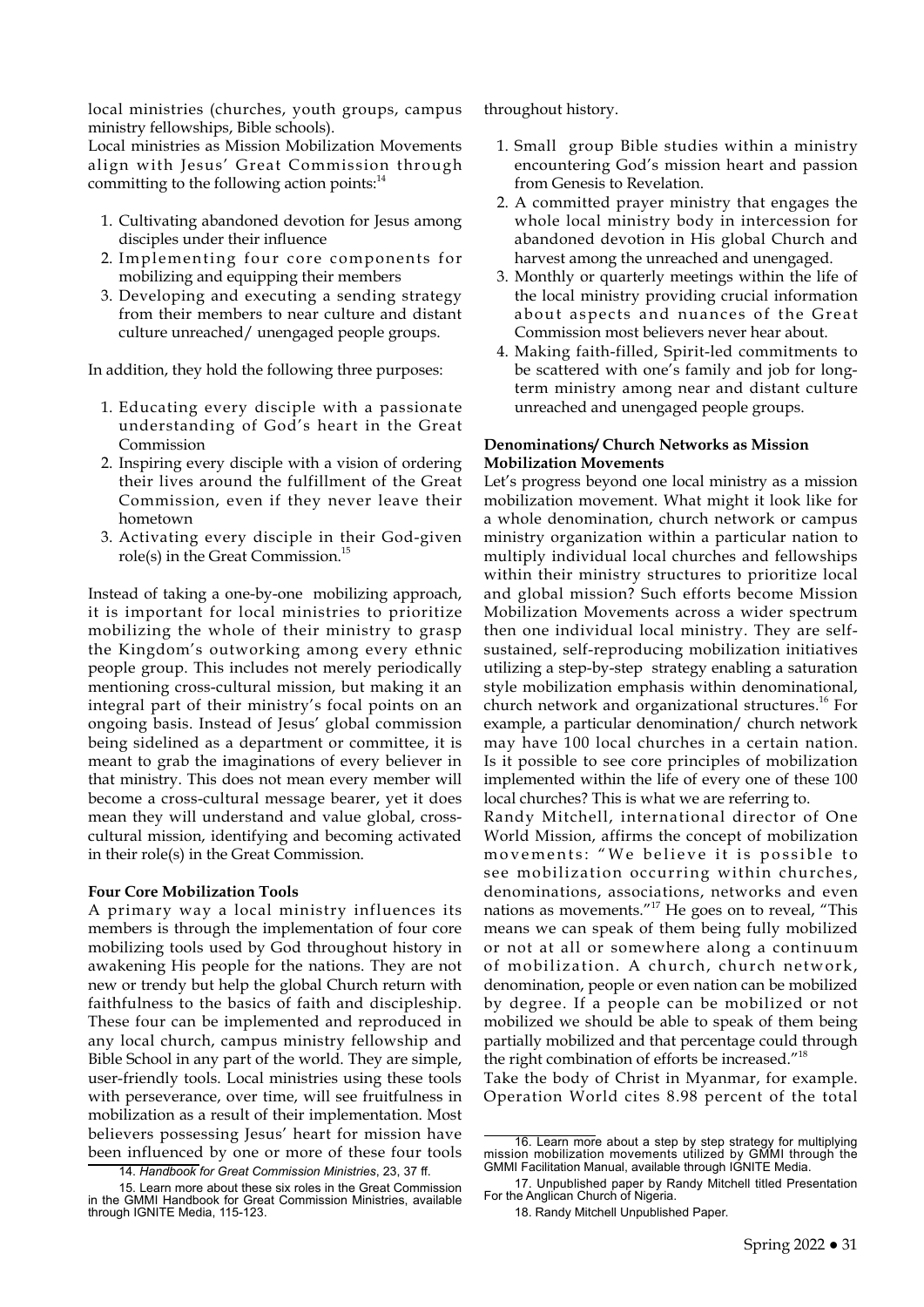local ministries (churches, youth groups, campus ministry fellowships, Bible schools).

Local ministries as Mission Mobilization Movements align with Jesus' Great Commission through committing to the following action points:[14]

1. Cultivating abandoned devotion for Jesus among disciples under their influence
2. Implementing four core components for mobilizing and equipping their members
3. Developing and executing a sending strategy from their members to near culture and distant culture unreached/ unengaged people groups.

In addition, they hold the following three purposes:

1. Educating every disciple with a passionate understanding of God's heart in the Great Commission
2. Inspiring every disciple with a vision of ordering their lives around the fulfillment of the Great Commission, even if they never leave their hometown
3. Activating every disciple in their God-given role(s) in the Great Commission.[15]

Instead of taking a one-by-one mobilizing approach, it is important for local ministries to prioritize mobilizing the whole of their ministry to grasp the Kingdom's outworking among every ethnic people group. This includes not merely periodically mentioning cross-cultural mission, but making it an integral part of their ministry's focal points on an ongoing basis. Instead of Jesus' global commission being sidelined as a department or committee, it is meant to grab the imaginations of every believer in that ministry. This does not mean every member will become a cross-cultural message bearer, yet it does mean they will understand and value global, cross-cultural mission, identifying and becoming activated in their role(s) in the Great Commission.

**Four Core Mobilization Tools**

A primary way a local ministry influences its members is through the implementation of four core mobilizing tools used by God throughout history in awakening His people for the nations. They are not new or trendy but help the global Church return with faithfulness to the basics of faith and discipleship. These four can be implemented and reproduced in any local church, campus ministry fellowship and Bible School in any part of the world. They are simple, user-friendly tools. Local ministries using these tools with perseverance, over time, will see fruitfulness in mobilization as a result of their implementation. Most believers possessing Jesus' heart for mission have been influenced by one or more of these four tools throughout history.

1. Small group Bible studies within a ministry encountering God's mission heart and passion from Genesis to Revelation.
2. A committed prayer ministry that engages the whole local ministry body in intercession for abandoned devotion in His global Church and harvest among the unreached and unengaged.
3. Monthly or quarterly meetings within the life of the local ministry providing crucial information about aspects and nuances of the Great Commission most believers never hear about.
4. Making faith-filled, Spirit-led commitments to be scattered with one's family and job for long-term ministry among near and distant culture unreached and unengaged people groups.

**Denominations/ Church Networks as Mission Mobilization Movements**

Let's progress beyond one local ministry as a mission mobilization movement. What might it look like for a whole denomination, church network or campus ministry organization within a particular nation to multiply individual local churches and fellowships within their ministry structures to prioritize local and global mission? Such efforts become Mission Mobilization Movements across a wider spectrum then one individual local ministry. They are self-sustained, self-reproducing mobilization initiatives utilizing a step-by-step strategy enabling a saturation style mobilization emphasis within denominational, church network and organizational structures.[16] For example, a particular denomination/ church network may have 100 local churches in a certain nation. Is it possible to see core principles of mobilization implemented within the life of every one of these 100 local churches? This is what we are referring to.

Randy Mitchell, international director of One World Mission, affirms the concept of mobilization movements: "We believe it is possible to see mobilization occurring within churches, denominations, associations, networks and even nations as movements."[17] He goes on to reveal, "This means we can speak of them being fully mobilized or not at all or somewhere along a continuum of mobilization. A church, church network, denomination, people or even nation can be mobilized by degree. If a people can be mobilized or not mobilized we should be able to speak of them being partially mobilized and that percentage could through the right combination of efforts be increased."[18]

Take the body of Christ in Myanmar, for example. Operation World cites 8.98 percent of the total

---

14. *Handbook for Great Commission Ministries*, 23, 37 ff.

15. Learn more about these six roles in the Great Commission in the GMMI Handbook for Great Commission Ministries, available through IGNITE Media, 115-123.

16. Learn more about a step by step strategy for multiplying mission mobilization movements utilized by GMMI through the GMMI Facilitation Manual, available through IGNITE Media.

17. Unpublished paper by Randy Mitchell titled Presentation For the Anglican Church of Nigeria.

18. Randy Mitchell Unpublished Paper.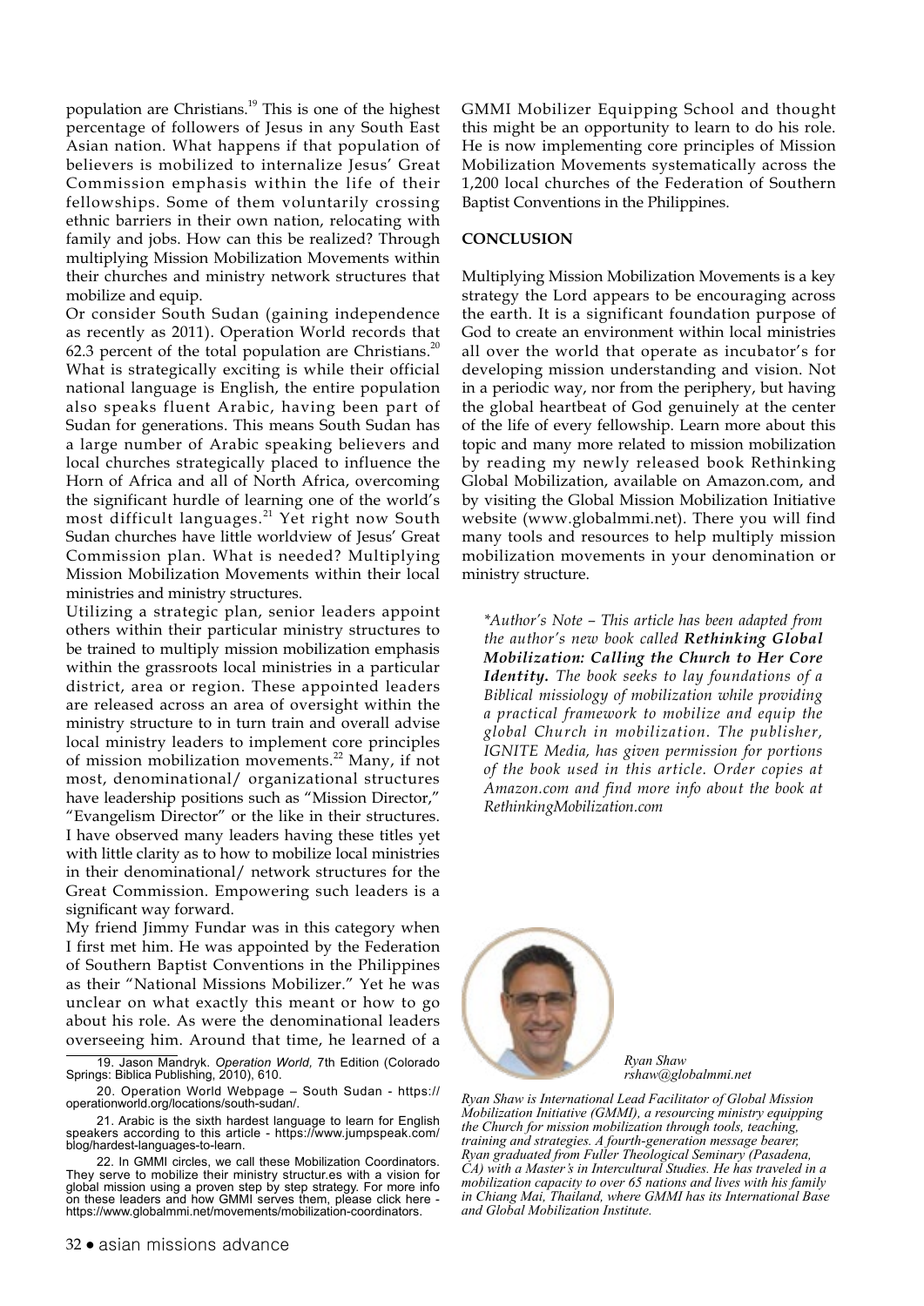population are Christians.[19] This is one of the highest percentage of followers of Jesus in any South East Asian nation. What happens if that population of believers is mobilized to internalize Jesus' Great Commission emphasis within the life of their fellowships. Some of them voluntarily crossing ethnic barriers in their own nation, relocating with family and jobs. How can this be realized? Through multiplying Mission Mobilization Movements within their churches and ministry network structures that mobilize and equip.

Or consider South Sudan (gaining independence as recently as 2011). Operation World records that 62.3 percent of the total population are Christians.[20] What is strategically exciting is while their official national language is English, the entire population also speaks fluent Arabic, having been part of Sudan for generations. This means South Sudan has a large number of Arabic speaking believers and local churches strategically placed to influence the Horn of Africa and all of North Africa, overcoming the significant hurdle of learning one of the world's most difficult languages.[21] Yet right now South Sudan churches have little worldview of Jesus' Great Commission plan. What is needed? Multiplying Mission Mobilization Movements within their local ministries and ministry structures.

Utilizing a strategic plan, senior leaders appoint others within their particular ministry structures to be trained to multiply mission mobilization emphasis within the grassroots local ministries in a particular district, area or region. These appointed leaders are released across an area of oversight within the ministry structure to in turn train and overall advise local ministry leaders to implement core principles of mission mobilization movements.[22] Many, if not most, denominational/ organizational structures have leadership positions such as "Mission Director," "Evangelism Director" or the like in their structures. I have observed many leaders having these titles yet with little clarity as to how to mobilize local ministries in their denominational/ network structures for the Great Commission. Empowering such leaders is a significant way forward.

My friend Jimmy Fundar was in this category when I first met him. He was appointed by the Federation of Southern Baptist Conventions in the Philippines as their "National Missions Mobilizer." Yet he was unclear on what exactly this meant or how to go about his role. As were the denominational leaders overseeing him. Around that time, he learned of a GMMI Mobilizer Equipping School and thought this might be an opportunity to learn to do his role. He is now implementing core principles of Mission Mobilization Movements systematically across the 1,200 local churches of the Federation of Southern Baptist Conventions in the Philippines.

## CONCLUSION

Multiplying Mission Mobilization Movements is a key strategy the Lord appears to be encouraging across the earth. It is a significant foundation purpose of God to create an environment within local ministries all over the world that operate as incubator's for developing mission understanding and vision. Not in a periodic way, nor from the periphery, but having the global heartbeat of God genuinely at the center of the life of every fellowship. Learn more about this topic and many more related to mission mobilization by reading my newly released book Rethinking Global Mobilization, available on Amazon.com, and by visiting the Global Mission Mobilization Initiative website (www.globalmmi.net). There you will find many tools and resources to help multiply mission mobilization movements in your denomination or ministry structure.

*\*Author's Note – This article has been adapted from the author's new book called **Rethinking Global Mobilization: Calling the Church to Her Core Identity.** The book seeks to lay foundations of a Biblical missiology of mobilization while providing a practical framework to mobilize and equip the global Church in mobilization. The publisher, IGNITE Media, has given permission for portions of the book used in this article. Order copies at Amazon.com and find more info about the book at RethinkingMobilization.com*

*Ryan Shaw*
*rshaw@globalmmi.net*

*Ryan Shaw is International Lead Facilitator of Global Mission Mobilization Initiative (GMMI), a resourcing ministry equipping the Church for mission mobilization through tools, teaching, training and strategies. A fourth-generation message bearer, Ryan graduated from Fuller Theological Seminary (Pasadena, CA) with a Master's in Intercultural Studies. He has traveled in a mobilization capacity to over 65 nations and lives with his family in Chiang Mai, Thailand, where GMMI has its International Base and Global Mobilization Institute.*

---

19. Jason Mandryk. *Operation World*, 7th Edition (Colorado Springs: Biblica Publishing, 2010), 610.

20. Operation World Webpage – South Sudan - https://operationworld.org/locations/south-sudan/.

21. Arabic is the sixth hardest language to learn for English speakers according to this article - https://www.jumpspeak.com/blog/hardest-languages-to-learn.

22. In GMMI circles, we call these Mobilization Coordinators. They serve to mobilize their ministry structur.es with a vision for global mission using a proven step by step strategy. For more info on these leaders and how GMMI serves them, please click here - https://www.globalmmi.net/movements/mobilization-coordinators.